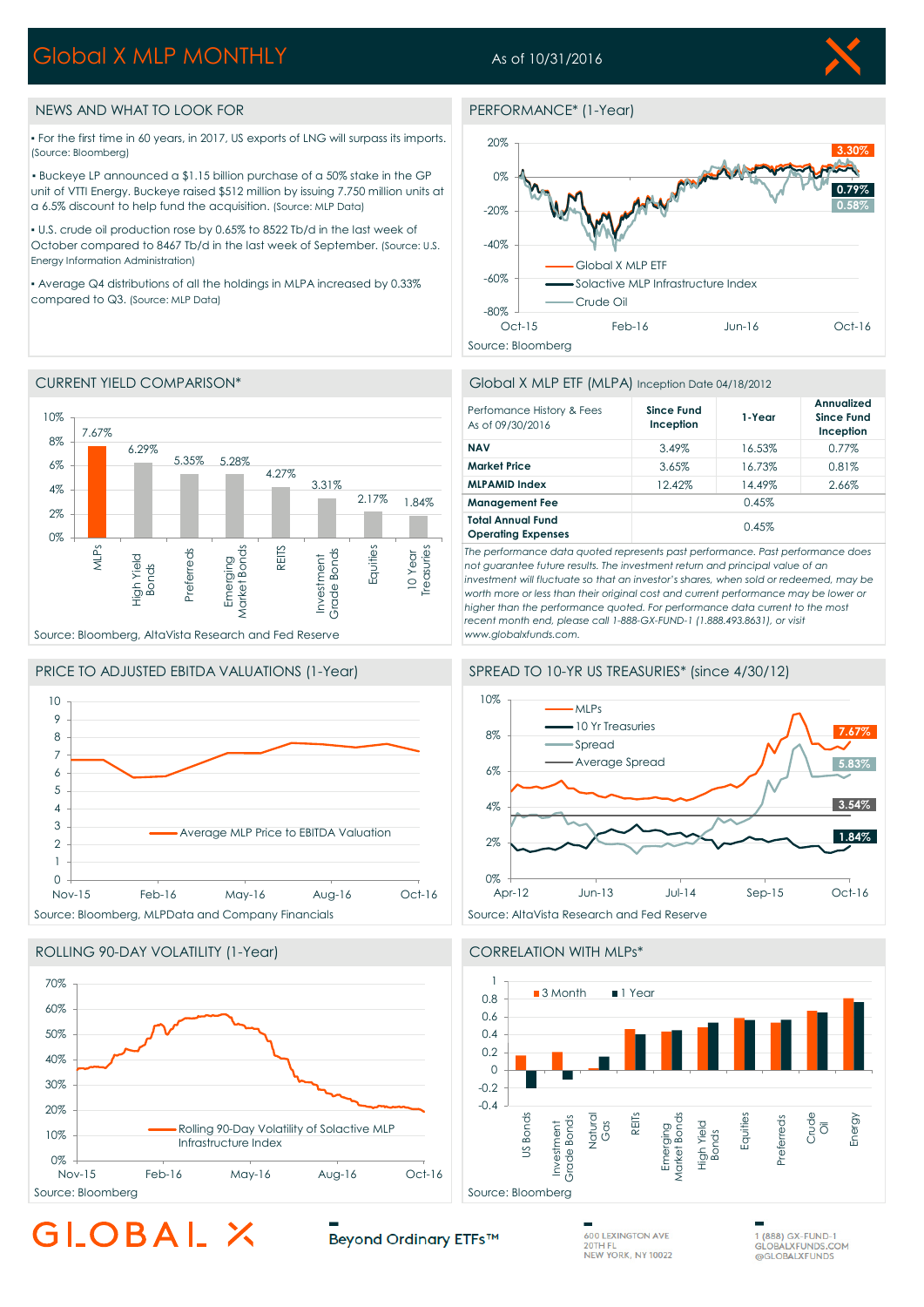# Global X MLP MONTHLY

As of 10/31/2016

## NEWS AND WHAT TO LOOK FOR

- For the first time in 60 years, in 2017, US exports of LNG will surpass its imports. (Source: Bloomberg)
- Buckeye LP announced a $1.15 billion purchase of a 50% stake in the GP unit of VTTI Energy. Buckeye raised $512 million by issuing 7.750 million units at a 6.5% discount to help fund the acquisition. (Source: MLP Data)
- U.S. crude oil production rose by 0.65% to 8522 Tb/d in the last week of October compared to 8467 Tb/d in the last week of September. (Source: U.S. Energy Information Administration)
- Average Q4 distributions of all the holdings in MLPA increased by 0.33% compared to Q3. (Source: MLP Data)

## PERFORMANCE* (1-Year)

Global X MLP ETF: 0.79%; Solactive MLP Infrastructure Index: 0.58%; Crude Oil: 3.30%

Source: Bloomberg

## CURRENT YIELD COMPARISON*

| MLPs | High Yield Bonds | Preferreds | Emerging Market Bonds | REITS | Investment Grade Bonds | Equities | 10 Year Treasuries |
|---|---|---|---|---|---|---|---|
| 7.67% | 6.29% | 5.35% | 5.28% | 4.27% | 3.31% | 2.17% | 1.84% |

Source: Bloomberg, AltaVista Research and Fed Reserve

## Global X MLP ETF (MLPA) Inception Date 04/18/2012

| Perfomance History & Fees As of 09/30/2016 | Since Fund Inception | 1-Year | Annualized Since Fund Inception |
|---|---|---|---|
| **NAV** | 3.49% | 16.53% | 0.77% |
| **Market Price** | 3.65% | 16.73% | 0.81% |
| **MLPAMID Index** | 12.42% | 14.49% | 2.66% |
| **Management Fee** | 0.45% | | |
| **Total Annual Fund Operating Expenses** | 0.45% | | |

*The performance data quoted represents past performance. Past performance does not guarantee future results. The investment return and principal value of an investment will fluctuate so that an investor's shares, when sold or redeemed, may be worth more or less than their original cost and current performance may be lower or higher than the performance quoted. For performance data current to the most recent month end, please call 1-888-GX-FUND-1 (1.888.493.8631), or visit www.globalxfunds.com.*

## PRICE TO ADJUSTED EBITDA VALUATIONS (1-Year)

Average MLP Price to EBITDA Valuation

Source: Bloomberg, MLPData and Company Financials

## SPREAD TO 10-YR US TREASURIES* (since 4/30/12)

MLPs: 7.67%; 10 Yr Treasuries: 1.84%; Spread: 5.83%; Average Spread: 3.54%

Source: AltaVista Research and Fed Reserve

## ROLLING 90-DAY VOLATILITY (1-Year)

Rolling 90-Day Volatility of Solactive MLP Infrastructure Index

Source: Bloomberg

## CORRELATION WITH MLPs*

3 Month; 1 Year

US Bonds, Investment Grade Bonds, Natural Gas, REITs, Emerging Market Bonds, High Yield Bonds, Equities, Preferreds, Crude Oil, Energy

Source: Bloomberg

GLOBAL X — Beyond Ordinary ETFs™

600 LEXINGTON AVE
20TH FL
NEW YORK, NY 10022

1 (888) GX-FUND-1
GLOBALXFUNDS.COM
@GLOBALXFUNDS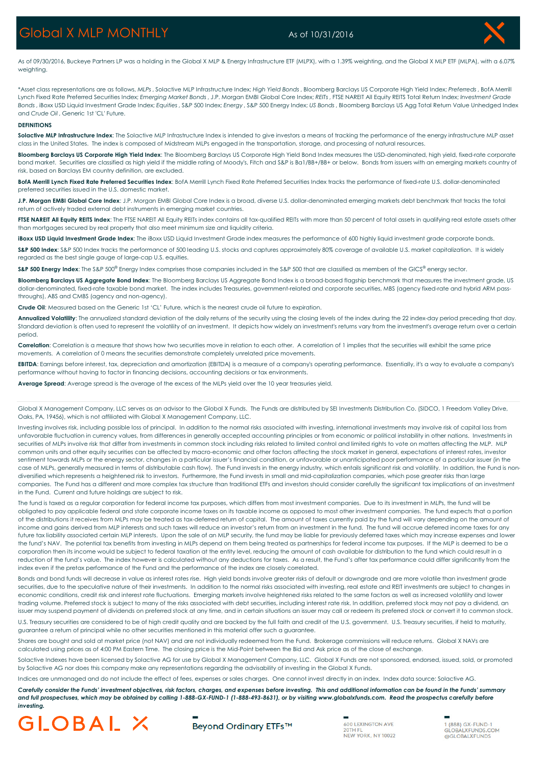As of 09/30/2016, Buckeye Partners LP was a holding in the Global X MLP & Energy Infrastructure ETF (MLPX), with a 1.39% weighting, and the Global X MLP ETF (MLPA), with a 6.07% weighting.

*Asset class representations are as follows, *MLPs* , Solactive MLP Infrastructure Index; *High Yield Bonds* , Bloomberg Barclays US Corporate High Yield Index; *Preferreds* , BofA Merrill Lynch Fixed Rate Preferred Securities Index; *Emerging Market Bonds* , J.P. Morgan EMBI Global Core Index; *REITs* , FTSE NAREIT All Equity REITS Total Return Index; *Investment Grade Bonds* , iBoxx USD Liquid Investment Grade Index; *Equities* , S&P 500 Index; *Energy* , S&P 500 Energy Index; *US Bonds* , Bloomberg Barclays US Agg Total Return Value Unhedged Index and *Crude Oil* , Generic 1st 'CL' Future.

**DEFINITIONS**

**Solactive MLP Infrastructure Index**: The Solactive MLP Infrastructure Index is intended to give investors a means of tracking the performance of the energy infrastructure MLP asset class in the United States. The index is composed of Midstream MLPs engaged in the transportation, storage, and processing of natural resources.

**Bloomberg Barclays US Corporate High Yield Index**: The Bloomberg Barclays US Corporate High Yield Bond Index measures the USD-denominated, high yield, fixed-rate corporate bond market. Securities are classified as high yield if the middle rating of Moody's, Fitch and S&P is Ba1/BB+/BB+ or below. Bonds from issuers with an emerging markets country of risk, based on Barclays EM country definition, are excluded.

**BofA Merrill Lynch Fixed Rate Preferred Securities Index**: BofA Merrill Lynch Fixed Rate Preferred Securities Index tracks the performance of fixed-rate U.S. dollar-denominated preferred securities issued in the U.S. domestic market.

**J.P. Morgan EMBI Global Core Index**: J.P. Morgan EMBI Global Core Index is a broad, diverse U.S. dollar-denominated emerging markets debt benchmark that tracks the total return of actively traded external debt instruments in emerging market countries.

**FTSE NAREIT All Equity REITS Index**: The FTSE NAREIT All Equity REITs index contains all tax-qualified REITs with more than 50 percent of total assets in qualifying real estate assets other than mortgages secured by real property that also meet minimum size and liquidity criteria.

**iBoxx USD Liquid Investment Grade Index**: The iBoxx USD Liquid Investment Grade index measures the performance of 600 highly liquid investment grade corporate bonds.

**S&P 500 Index**: S&P 500 Index tracks the performance of 500 leading U.S. stocks and captures approximately 80% coverage of available U.S. market capitalization. It is widely regarded as the best single gauge of large-cap U.S. equities.

**S&P 500 Energy Index**: The S&P 500® Energy Index comprises those companies included in the S&P 500 that are classified as members of the GICS® energy sector.

**Bloomberg Barclays US Aggregate Bond Index**: The Bloomberg Barclays US Aggregate Bond Index is a broad-based flagship benchmark that measures the investment grade, US dollar-denominated, fixed-rate taxable bond market. The index includes Treasuries, government-related and corporate securities, MBS (agency fixed-rate and hybrid ARM pass-throughs), ABS and CMBS (agency and non-agency).

**Crude Oil**: Measured based on the Generic 1st 'CL' Future, which is the nearest crude oil future to expiration.

**Annualized Volatility**: The annualized standard deviation of the daily returns of the security using the closing levels of the index during the 22 index-day period preceding that day. Standard deviation is often used to represent the volatility of an investment. It depicts how widely an investment's returns vary from the investment's average return over a certain period.

**Correlation**: Correlation is a measure that shows how two securities move in relation to each other. A correlation of 1 implies that the securities will exhibit the same price movements. A correlation of 0 means the securities demonstrate completely unrelated price movements.

**EBITDA**: Earnings before interest, tax, depreciation and amortization (EBITDA) is a measure of a company's operating performance. Essentially, it's a way to evaluate a company's performance without having to factor in financing decisions, accounting decisions or tax environments.

**Average Spread**: Average spread is the average of the excess of the MLPs yield over the 10 year treasuries yield.

---

Global X Management Company, LLC serves as an advisor to the Global X Funds. The Funds are distributed by SEI Investments Distribution Co. (SIDCO, 1 Freedom Valley Drive, Oaks, PA, 19456), which is not affiliated with Global X Management Company, LLC.

Investing involves risk, including possible loss of principal. In addition to the normal risks associated with investing, international investments may involve risk of capital loss from unfavorable fluctuation in currency values, from differences in generally accepted accounting principles or from economic or political instability in other nations. Investments in securities of MLPs involve risk that differ from investments in common stock including risks related to limited control and limited rights to vote on matters affecting the MLP. MLP common units and other equity securities can be affected by macro-economic and other factors affecting the stock market in general, expectations of interest rates, investor sentiment towards MLPs or the energy sector, changes in a particular issuer's financial condition, or unfavorable or unanticipated poor performance of a particular issuer (in the case of MLPs, generally measured in terms of distributable cash flow). The Fund invests in the energy industry, which entails significant risk and volatility. In addition, the Fund is non-diversified which represents a heightened risk to investors. Furthermore, the Fund invests in small and mid-capitalization companies, which pose greater risks than large companies. The Fund has a different and more complex tax structure than traditional ETFs and investors should consider carefully the significant tax implications of an investment in the Fund. Current and future holdings are subject to risk.

The fund is taxed as a regular corporation for federal income tax purposes, which differs from most investment companies. Due to its investment in MLPs, the fund will be obligated to pay applicable federal and state corporate income taxes on its taxable income as opposed to most other investment companies. The fund expects that a portion of the distributions it receives from MLPs may be treated as tax-deferred return of capital. The amount of taxes currently paid by the fund will vary depending on the amount of income and gains derived from MLP interests and such taxes will reduce an investor's return from an investment in the fund. The fund will accrue deferred income taxes for any future tax liability associated certain MLP interests. Upon the sale of an MLP security, the fund may be liable for previously deferred taxes which may increase expenses and lower the fund's NAV. The potential tax benefits from investing in MLPs depend on them being treated as partnerships for federal income tax purposes. If the MLP is deemed to be a corporation then its income would be subject to federal taxation at the entity level, reducing the amount of cash available for distribution to the fund which could result in a reduction of the fund's value. The index however is calculated without any deductions for taxes. As a result, the Fund's after tax performance could differ significantly from the index even if the pretax performance of the Fund and the performance of the index are closely correlated.

Bonds and bond funds will decrease in value as interest rates rise. High yield bonds involve greater risks of default or downgrade and are more volatile than investment grade securities, due to the speculative nature of their investments. In addition to the normal risks associated with investing, real estate and REIT investments are subject to changes in economic conditions, credit risk and interest rate fluctuations. Emerging markets involve heightened risks related to the same factors as well as increased volatility and lower trading volume. Preferred stock is subject to many of the risks associated with debt securities, including interest rate risk. In addition, preferred stock may not pay a dividend, an issuer may suspend payment of dividends on preferred stock at any time, and in certain situations an issuer may call or redeem its preferred stock or convert it to common stock.

U.S. Treasury securities are considered to be of high credit quality and are backed by the full faith and credit of the U.S. government. U.S. Treasury securities, if held to maturity, guarantee a return of principal while no other securities mentioned in this material offer such a guarantee.

Shares are bought and sold at market price (not NAV) and are not individually redeemed from the Fund. Brokerage commissions will reduce returns. Global X NAVs are calculated using prices as of 4:00 PM Eastern Time. The closing price is the Mid-Point between the Bid and Ask price as of the close of exchange.

Solactive Indexes have been licensed by Solactive AG for use by Global X Management Company, LLC. Global X Funds are not sponsored, endorsed, issued, sold, or promoted by Solactive AG nor does this company make any representations regarding the advisability of investing in the Global X Funds.

Indices are unmanaged and do not include the effect of fees, expenses or sales charges. One cannot invest directly in an index. Index data source: Solactive AG.

***Carefully consider the Funds' investment objectives, risk factors, charges, and expenses before investing. This and additional information can be found in the Funds' summary and full prospectuses, which may be obtained by calling 1-888-GX-FUND-1 (1-888-493-8631), or by visiting www.globalxfunds.com. Read the prospectus carefully before investing.***

GLOBAL X

Beyond Ordinary ETFs™

600 LEXINGTON AVE
20TH FL
NEW YORK, NY 10022

1 (888) GX-FUND-1
GLOBALXFUNDS.COM
@GLOBALXFUNDS